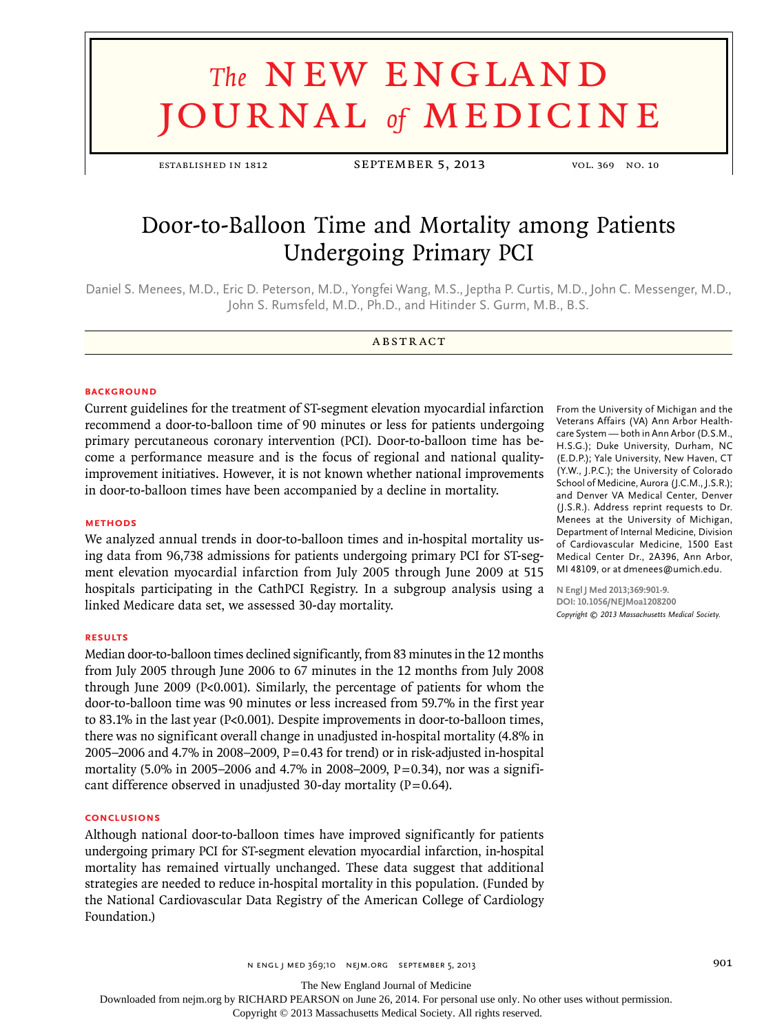# Door-to-Balloon Time and Mortality among Patients Undergoing Primary PCI

Daniel S. Menees, M.D., Eric D. Peterson, M.D., Yongfei Wang, M.S., Jeptha P. Curtis, M.D., John C. Messenger, M.D., John S. Rumsfeld, M.D., Ph.D., and Hitinder S. Gurm, M.B., B.S.

## ABSTRACT

### BACKGROUND

Current guidelines for the treatment of ST-segment elevation myocardial infarction recommend a door-to-balloon time of 90 minutes or less for patients undergoing primary percutaneous coronary intervention (PCI). Door-to-balloon time has become a performance measure and is the focus of regional and national quality-improvement initiatives. However, it is not known whether national improvements in door-to-balloon times have been accompanied by a decline in mortality.

### METHODS

We analyzed annual trends in door-to-balloon times and in-hospital mortality using data from 96,738 admissions for patients undergoing primary PCI for ST-segment elevation myocardial infarction from July 2005 through June 2009 at 515 hospitals participating in the CathPCI Registry. In a subgroup analysis using a linked Medicare data set, we assessed 30-day mortality.

### RESULTS

Median door-to-balloon times declined significantly, from 83 minutes in the 12 months from July 2005 through June 2006 to 67 minutes in the 12 months from July 2008 through June 2009 (P<0.001). Similarly, the percentage of patients for whom the door-to-balloon time was 90 minutes or less increased from 59.7% in the first year to 83.1% in the last year (P<0.001). Despite improvements in door-to-balloon times, there was no significant overall change in unadjusted in-hospital mortality (4.8% in 2005–2006 and 4.7% in 2008–2009, P=0.43 for trend) or in risk-adjusted in-hospital mortality (5.0% in 2005–2006 and 4.7% in 2008–2009, P=0.34), nor was a significant difference observed in unadjusted 30-day mortality (P=0.64).

### CONCLUSIONS

Although national door-to-balloon times have improved significantly for patients undergoing primary PCI for ST-segment elevation myocardial infarction, in-hospital mortality has remained virtually unchanged. These data suggest that additional strategies are needed to reduce in-hospital mortality in this population. (Funded by the National Cardiovascular Data Registry of the American College of Cardiology Foundation.)

From the University of Michigan and the Veterans Affairs (VA) Ann Arbor Healthcare System — both in Ann Arbor (D.S.M., H.S.G.); Duke University, Durham, NC (E.D.P.); Yale University, New Haven, CT (Y.W., J.P.C.); the University of Colorado School of Medicine, Aurora (J.C.M., J.S.R.); and Denver VA Medical Center, Denver (J.S.R.). Address reprint requests to Dr. Menees at the University of Michigan, Department of Internal Medicine, Division of Cardiovascular Medicine, 1500 East Medical Center Dr., 2A396, Ann Arbor, MI 48109, or at dmenees@umich.edu.

N Engl J Med 2013;369:901-9.
DOI: 10.1056/NEJMoa1208200
*Copyright © 2013 Massachusetts Medical Society.*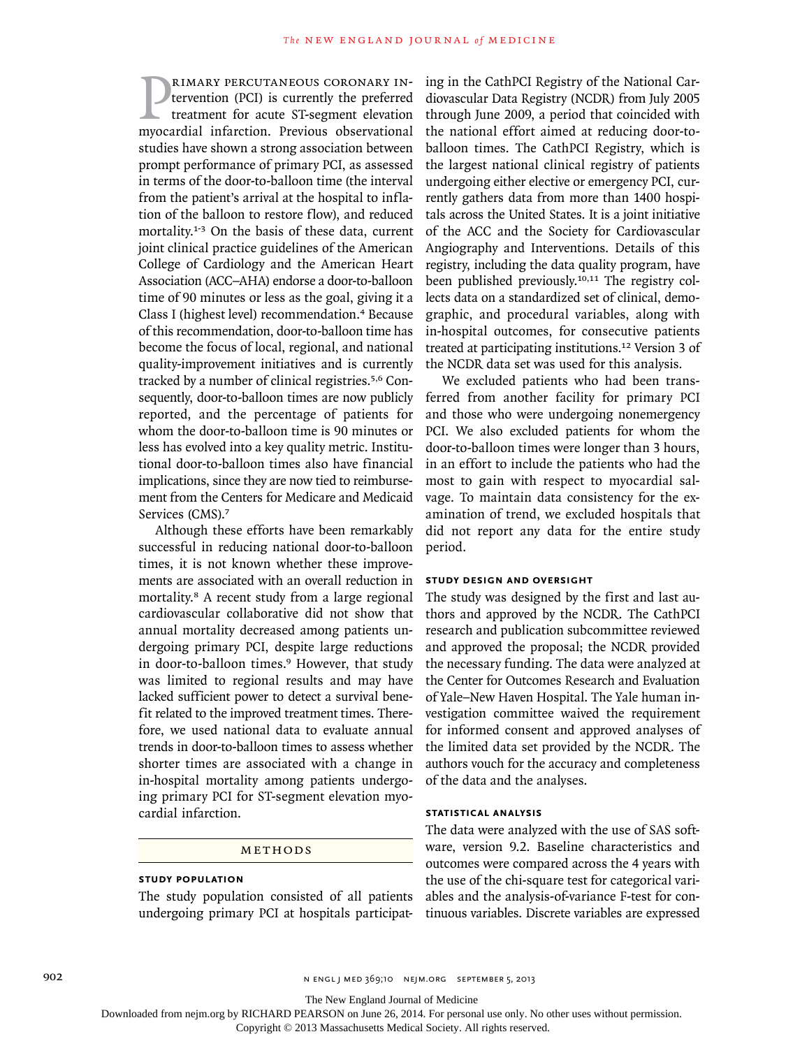Primary percutaneous coronary intervention (PCI) is currently the preferred treatment for acute ST-segment elevation myocardial infarction. Previous observational studies have shown a strong association between prompt performance of primary PCI, as assessed in terms of the door-to-balloon time (the interval from the patient's arrival at the hospital to inflation of the balloon to restore flow), and reduced mortality.[1-3] On the basis of these data, current joint clinical practice guidelines of the American College of Cardiology and the American Heart Association (ACC–AHA) endorse a door-to-balloon time of 90 minutes or less as the goal, giving it a Class I (highest level) recommendation.[4] Because of this recommendation, door-to-balloon time has become the focus of local, regional, and national quality-improvement initiatives and is currently tracked by a number of clinical registries.[5,6] Consequently, door-to-balloon times are now publicly reported, and the percentage of patients for whom the door-to-balloon time is 90 minutes or less has evolved into a key quality metric. Institutional door-to-balloon times also have financial implications, since they are now tied to reimbursement from the Centers for Medicare and Medicaid Services (CMS).[7]

Although these efforts have been remarkably successful in reducing national door-to-balloon times, it is not known whether these improvements are associated with an overall reduction in mortality.[8] A recent study from a large regional cardiovascular collaborative did not show that annual mortality decreased among patients undergoing primary PCI, despite large reductions in door-to-balloon times.[9] However, that study was limited to regional results and may have lacked sufficient power to detect a survival benefit related to the improved treatment times. Therefore, we used national data to evaluate annual trends in door-to-balloon times to assess whether shorter times are associated with a change in in-hospital mortality among patients undergoing primary PCI for ST-segment elevation myocardial infarction.

## Methods

### Study Population

The study population consisted of all patients undergoing primary PCI at hospitals participating in the CathPCI Registry of the National Cardiovascular Data Registry (NCDR) from July 2005 through June 2009, a period that coincided with the national effort aimed at reducing door-to-balloon times. The CathPCI Registry, which is the largest national clinical registry of patients undergoing either elective or emergency PCI, currently gathers data from more than 1400 hospitals across the United States. It is a joint initiative of the ACC and the Society for Cardiovascular Angiography and Interventions. Details of this registry, including the data quality program, have been published previously.[10,11] The registry collects data on a standardized set of clinical, demographic, and procedural variables, along with in-hospital outcomes, for consecutive patients treated at participating institutions.[12] Version 3 of the NCDR data set was used for this analysis.

We excluded patients who had been transferred from another facility for primary PCI and those who were undergoing nonemergency PCI. We also excluded patients for whom the door-to-balloon times were longer than 3 hours, in an effort to include the patients who had the most to gain with respect to myocardial salvage. To maintain data consistency for the examination of trend, we excluded hospitals that did not report any data for the entire study period.

### Study Design and Oversight

The study was designed by the first and last authors and approved by the NCDR. The CathPCI research and publication subcommittee reviewed and approved the proposal; the NCDR provided the necessary funding. The data were analyzed at the Center for Outcomes Research and Evaluation of Yale–New Haven Hospital. The Yale human investigation committee waived the requirement for informed consent and approved analyses of the limited data set provided by the NCDR. The authors vouch for the accuracy and completeness of the data and the analyses.

### Statistical Analysis

The data were analyzed with the use of SAS software, version 9.2. Baseline characteristics and outcomes were compared across the 4 years with the use of the chi-square test for categorical variables and the analysis-of-variance F-test for continuous variables. Discrete variables are expressed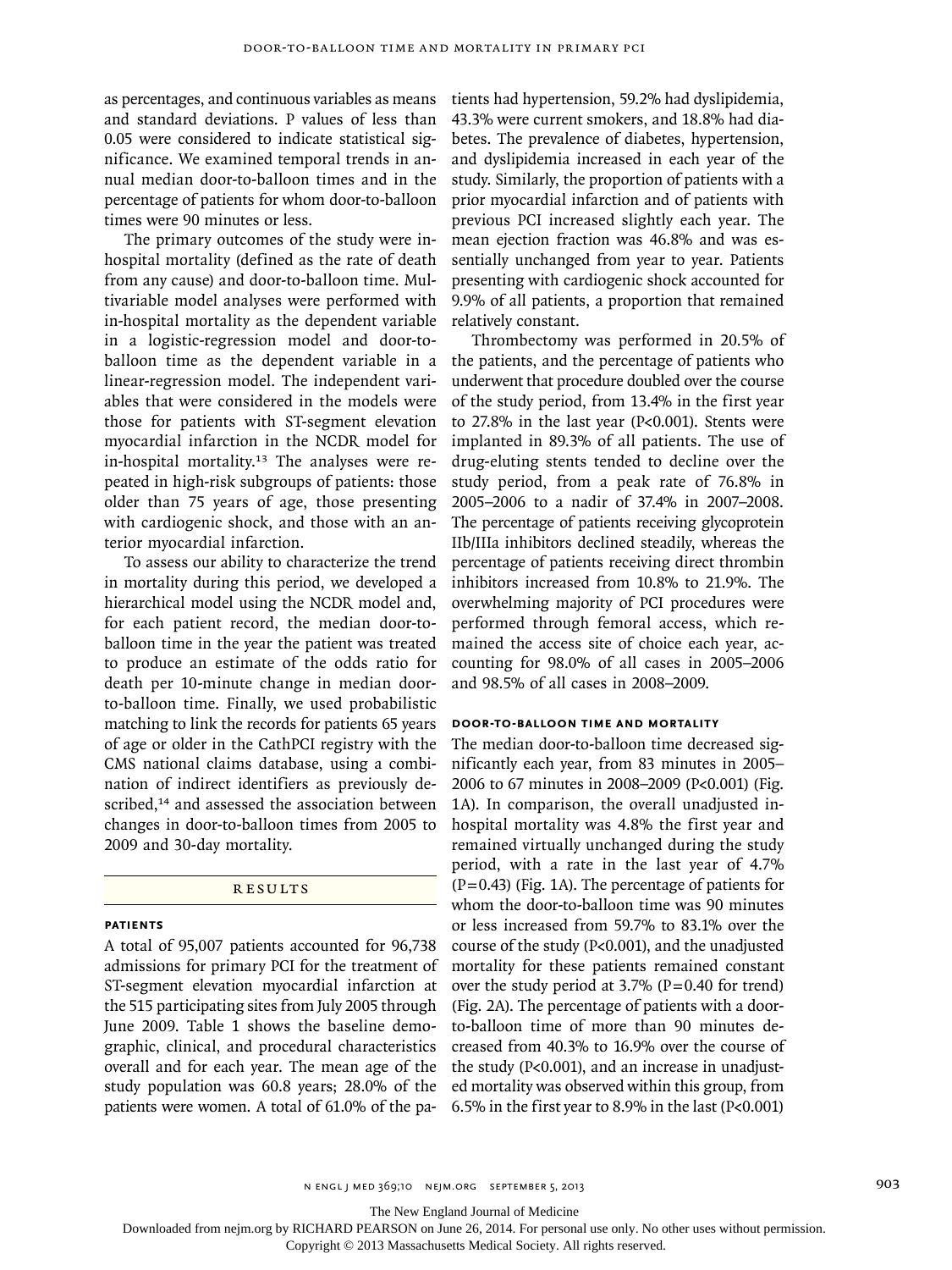as percentages, and continuous variables as means and standard deviations. P values of less than 0.05 were considered to indicate statistical significance. We examined temporal trends in annual median door-to-balloon times and in the percentage of patients for whom door-to-balloon times were 90 minutes or less.

The primary outcomes of the study were in-hospital mortality (defined as the rate of death from any cause) and door-to-balloon time. Multivariable model analyses were performed with in-hospital mortality as the dependent variable in a logistic-regression model and door-to-balloon time as the dependent variable in a linear-regression model. The independent variables that were considered in the models were those for patients with ST-segment elevation myocardial infarction in the NCDR model for in-hospital mortality.[13] The analyses were repeated in high-risk subgroups of patients: those older than 75 years of age, those presenting with cardiogenic shock, and those with an anterior myocardial infarction.

To assess our ability to characterize the trend in mortality during this period, we developed a hierarchical model using the NCDR model and, for each patient record, the median door-to-balloon time in the year the patient was treated to produce an estimate of the odds ratio for death per 10-minute change in median door-to-balloon time. Finally, we used probabilistic matching to link the records for patients 65 years of age or older in the CathPCI registry with the CMS national claims database, using a combination of indirect identifiers as previously described,[14] and assessed the association between changes in door-to-balloon times from 2005 to 2009 and 30-day mortality.

## RESULTS

### PATIENTS

A total of 95,007 patients accounted for 96,738 admissions for primary PCI for the treatment of ST-segment elevation myocardial infarction at the 515 participating sites from July 2005 through June 2009. Table 1 shows the baseline demographic, clinical, and procedural characteristics overall and for each year. The mean age of the study population was 60.8 years; 28.0% of the patients were women. A total of 61.0% of the patients had hypertension, 59.2% had dyslipidemia, 43.3% were current smokers, and 18.8% had diabetes. The prevalence of diabetes, hypertension, and dyslipidemia increased in each year of the study. Similarly, the proportion of patients with a prior myocardial infarction and of patients with previous PCI increased slightly each year. The mean ejection fraction was 46.8% and was essentially unchanged from year to year. Patients presenting with cardiogenic shock accounted for 9.9% of all patients, a proportion that remained relatively constant.

Thrombectomy was performed in 20.5% of the patients, and the percentage of patients who underwent that procedure doubled over the course of the study period, from 13.4% in the first year to 27.8% in the last year (P<0.001). Stents were implanted in 89.3% of all patients. The use of drug-eluting stents tended to decline over the study period, from a peak rate of 76.8% in 2005–2006 to a nadir of 37.4% in 2007–2008. The percentage of patients receiving glycoprotein IIb/IIIa inhibitors declined steadily, whereas the percentage of patients receiving direct thrombin inhibitors increased from 10.8% to 21.9%. The overwhelming majority of PCI procedures were performed through femoral access, which remained the access site of choice each year, accounting for 98.0% of all cases in 2005–2006 and 98.5% of all cases in 2008–2009.

### DOOR-TO-BALLOON TIME AND MORTALITY

The median door-to-balloon time decreased significantly each year, from 83 minutes in 2005–2006 to 67 minutes in 2008–2009 (P<0.001) (Fig. 1A). In comparison, the overall unadjusted in-hospital mortality was 4.8% the first year and remained virtually unchanged during the study period, with a rate in the last year of 4.7% (P=0.43) (Fig. 1A). The percentage of patients for whom the door-to-balloon time was 90 minutes or less increased from 59.7% to 83.1% over the course of the study (P<0.001), and the unadjusted mortality for these patients remained constant over the study period at 3.7% (P=0.40 for trend) (Fig. 2A). The percentage of patients with a door-to-balloon time of more than 90 minutes decreased from 40.3% to 16.9% over the course of the study (P<0.001), and an increase in unadjusted mortality was observed within this group, from 6.5% in the first year to 8.9% in the last (P<0.001)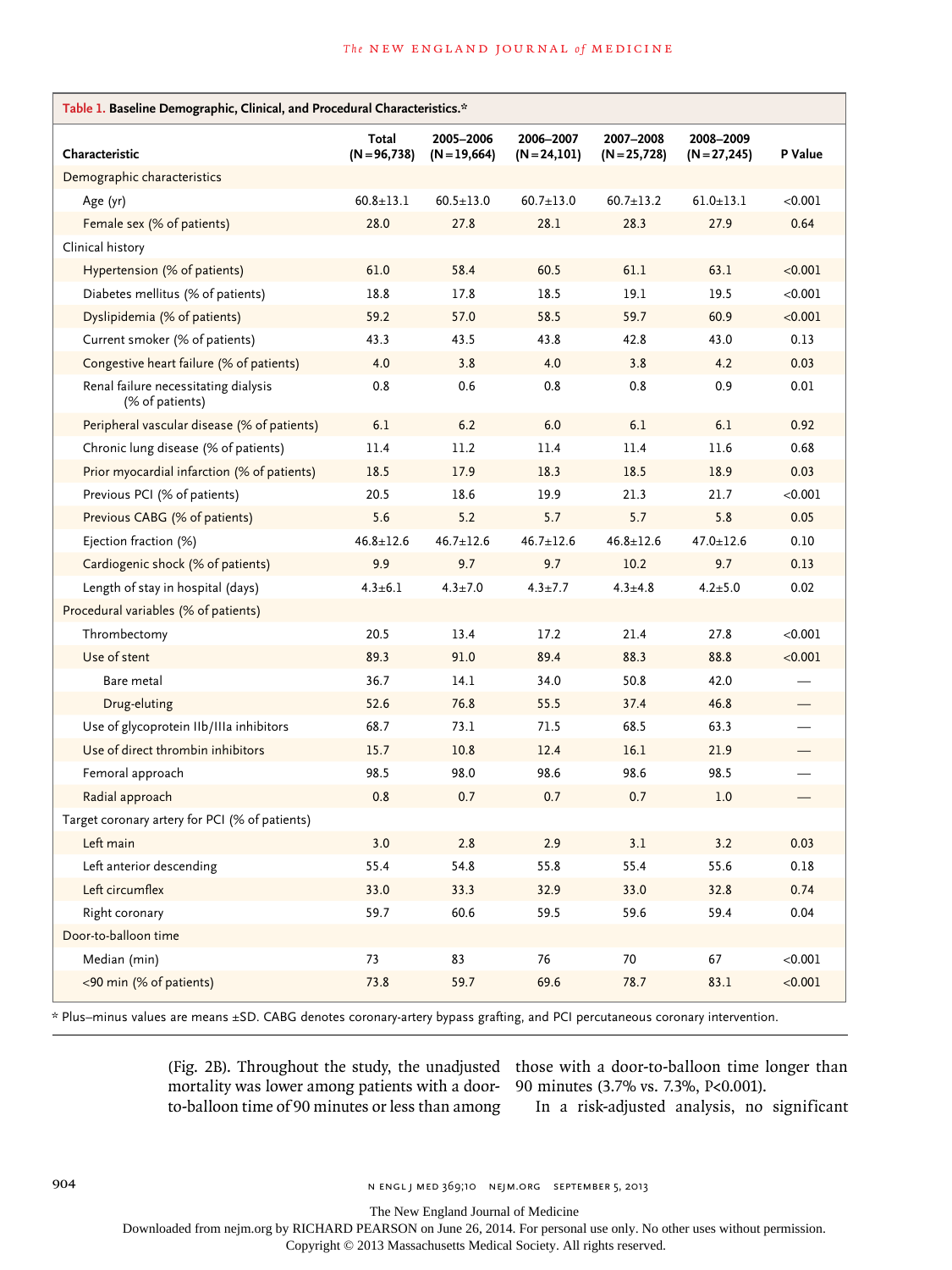**Table 1. Baseline Demographic, Clinical, and Procedural Characteristics.***

| Characteristic | Total (N=96,738) | 2005–2006 (N=19,664) | 2006–2007 (N=24,101) | 2007–2008 (N=25,728) | 2008–2009 (N=27,245) | P Value |
|---|---|---|---|---|---|---|
| Demographic characteristics | | | | | | |
| Age (yr) | 60.8±13.1 | 60.5±13.0 | 60.7±13.0 | 60.7±13.2 | 61.0±13.1 | <0.001 |
| Female sex (% of patients) | 28.0 | 27.8 | 28.1 | 28.3 | 27.9 | 0.64 |
| Clinical history | | | | | | |
| Hypertension (% of patients) | 61.0 | 58.4 | 60.5 | 61.1 | 63.1 | <0.001 |
| Diabetes mellitus (% of patients) | 18.8 | 17.8 | 18.5 | 19.1 | 19.5 | <0.001 |
| Dyslipidemia (% of patients) | 59.2 | 57.0 | 58.5 | 59.7 | 60.9 | <0.001 |
| Current smoker (% of patients) | 43.3 | 43.5 | 43.8 | 42.8 | 43.0 | 0.13 |
| Congestive heart failure (% of patients) | 4.0 | 3.8 | 4.0 | 3.8 | 4.2 | 0.03 |
| Renal failure necessitating dialysis (% of patients) | 0.8 | 0.6 | 0.8 | 0.8 | 0.9 | 0.01 |
| Peripheral vascular disease (% of patients) | 6.1 | 6.2 | 6.0 | 6.1 | 6.1 | 0.92 |
| Chronic lung disease (% of patients) | 11.4 | 11.2 | 11.4 | 11.4 | 11.6 | 0.68 |
| Prior myocardial infarction (% of patients) | 18.5 | 17.9 | 18.3 | 18.5 | 18.9 | 0.03 |
| Previous PCI (% of patients) | 20.5 | 18.6 | 19.9 | 21.3 | 21.7 | <0.001 |
| Previous CABG (% of patients) | 5.6 | 5.2 | 5.7 | 5.7 | 5.8 | 0.05 |
| Ejection fraction (%) | 46.8±12.6 | 46.7±12.6 | 46.7±12.6 | 46.8±12.6 | 47.0±12.6 | 0.10 |
| Cardiogenic shock (% of patients) | 9.9 | 9.7 | 9.7 | 10.2 | 9.7 | 0.13 |
| Length of stay in hospital (days) | 4.3±6.1 | 4.3±7.0 | 4.3±7.7 | 4.3±4.8 | 4.2±5.0 | 0.02 |
| Procedural variables (% of patients) | | | | | | |
| Thrombectomy | 20.5 | 13.4 | 17.2 | 21.4 | 27.8 | <0.001 |
| Use of stent | 89.3 | 91.0 | 89.4 | 88.3 | 88.8 | <0.001 |
| Bare metal | 36.7 | 14.1 | 34.0 | 50.8 | 42.0 | — |
| Drug-eluting | 52.6 | 76.8 | 55.5 | 37.4 | 46.8 | — |
| Use of glycoprotein IIb/IIIa inhibitors | 68.7 | 73.1 | 71.5 | 68.5 | 63.3 | — |
| Use of direct thrombin inhibitors | 15.7 | 10.8 | 12.4 | 16.1 | 21.9 | — |
| Femoral approach | 98.5 | 98.0 | 98.6 | 98.6 | 98.5 | — |
| Radial approach | 0.8 | 0.7 | 0.7 | 0.7 | 1.0 | — |
| Target coronary artery for PCI (% of patients) | | | | | | |
| Left main | 3.0 | 2.8 | 2.9 | 3.1 | 3.2 | 0.03 |
| Left anterior descending | 55.4 | 54.8 | 55.8 | 55.4 | 55.6 | 0.18 |
| Left circumflex | 33.0 | 33.3 | 32.9 | 33.0 | 32.8 | 0.74 |
| Right coronary | 59.7 | 60.6 | 59.5 | 59.6 | 59.4 | 0.04 |
| Door-to-balloon time | | | | | | |
| Median (min) | 73 | 83 | 76 | 70 | 67 | <0.001 |
| <90 min (% of patients) | 73.8 | 59.7 | 69.6 | 78.7 | 83.1 | <0.001 |

* Plus–minus values are means ±SD. CABG denotes coronary-artery bypass grafting, and PCI percutaneous coronary intervention.

(Fig. 2B). Throughout the study, the unadjusted mortality was lower among patients with a door-to-balloon time of 90 minutes or less than among those with a door-to-balloon time longer than 90 minutes (3.7% vs. 7.3%, P<0.001).

In a risk-adjusted analysis, no significant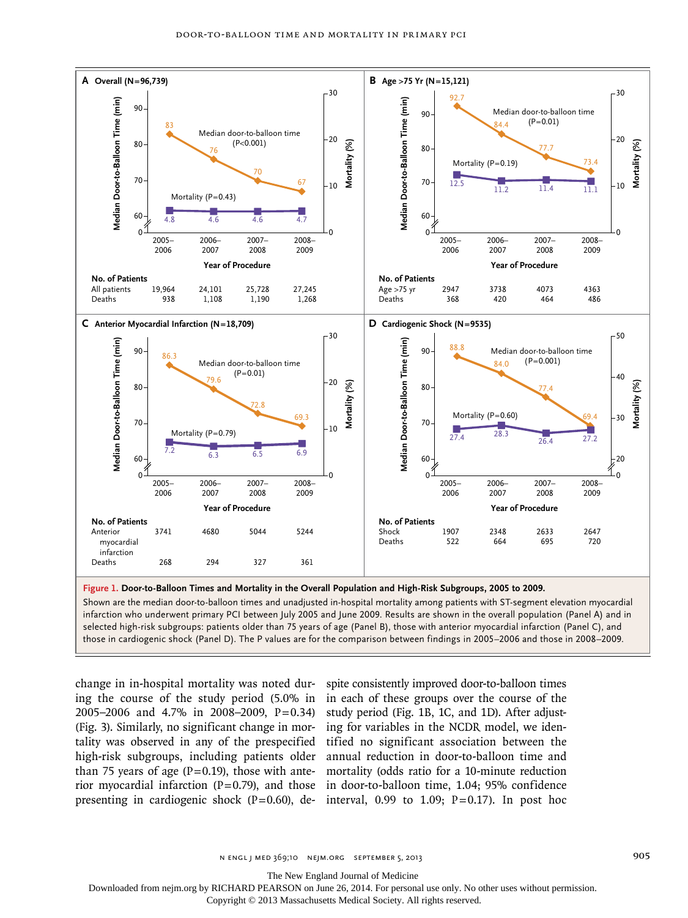**Figure 1. Door-to-Balloon Times and Mortality in the Overall Population and High-Risk Subgroups, 2005 to 2009.**

Shown are the median door-to-balloon times and unadjusted in-hospital mortality among patients with ST-segment elevation myocardial infarction who underwent primary PCI between July 2005 and June 2009. Results are shown in the overall population (Panel A) and in selected high-risk subgroups: patients older than 75 years of age (Panel B), those with anterior myocardial infarction (Panel C), and those in cardiogenic shock (Panel D). The P values are for the comparison between findings in 2005–2006 and those in 2008–2009.

**A Overall (N=96,739)**

| Year of Procedure | 2005–2006 | 2006–2007 | 2007–2008 | 2008–2009 |
|---|---|---|---|---|
| Median door-to-balloon time (min) (P<0.001) | 83 | 76 | 70 | 67 |
| Mortality (%) (P=0.43) | 4.8 | 4.6 | 4.6 | 4.7 |
| All patients | 19,964 | 24,101 | 25,728 | 27,245 |
| Deaths | 938 | 1,108 | 1,190 | 1,268 |

**B Age >75 Yr (N=15,121)**

| Year of Procedure | 2005–2006 | 2006–2007 | 2007–2008 | 2008–2009 |
|---|---|---|---|---|
| Median door-to-balloon time (min) (P=0.01) | 92.7 | 84.4 | 77.7 | 73.4 |
| Mortality (%) (P=0.19) | 12.5 | 11.2 | 11.4 | 11.1 |
| Age >75 yr | 2947 | 3738 | 4073 | 4363 |
| Deaths | 368 | 420 | 464 | 486 |

**C Anterior Myocardial Infarction (N=18,709)**

| Year of Procedure | 2005–2006 | 2006–2007 | 2007–2008 | 2008–2009 |
|---|---|---|---|---|
| Median door-to-balloon time (min) (P=0.01) | 86.3 | 79.6 | 72.8 | 69.3 |
| Mortality (%) (P=0.79) | 7.2 | 6.3 | 6.5 | 6.9 |
| Anterior myocardial infarction | 3741 | 4680 | 5044 | 5244 |
| Deaths | 268 | 294 | 327 | 361 |

**D Cardiogenic Shock (N=9535)**

| Year of Procedure | 2005–2006 | 2006–2007 | 2007–2008 | 2008–2009 |
|---|---|---|---|---|
| Median door-to-balloon time (min) (P=0.001) | 88.8 | 84.0 | 77.4 | 69.4 |
| Mortality (%) (P=0.60) | 27.4 | 28.3 | 26.4 | 27.2 |
| Shock | 1907 | 2348 | 2633 | 2647 |
| Deaths | 522 | 664 | 695 | 720 |

change in in-hospital mortality was noted during the course of the study period (5.0% in 2005–2006 and 4.7% in 2008–2009, P=0.34) (Fig. 3). Similarly, no significant change in mortality was observed in any of the prespecified high-risk subgroups, including patients older than 75 years of age (P=0.19), those with anterior myocardial infarction (P=0.79), and those presenting in cardiogenic shock (P=0.60), despite consistently improved door-to-balloon times in each of these groups over the course of the study period (Fig. 1B, 1C, and 1D). After adjusting for variables in the NCDR model, we identified no significant association between the annual reduction in door-to-balloon time and mortality (odds ratio for a 10-minute reduction in door-to-balloon time, 1.04; 95% confidence interval, 0.99 to 1.09; P=0.17). In post hoc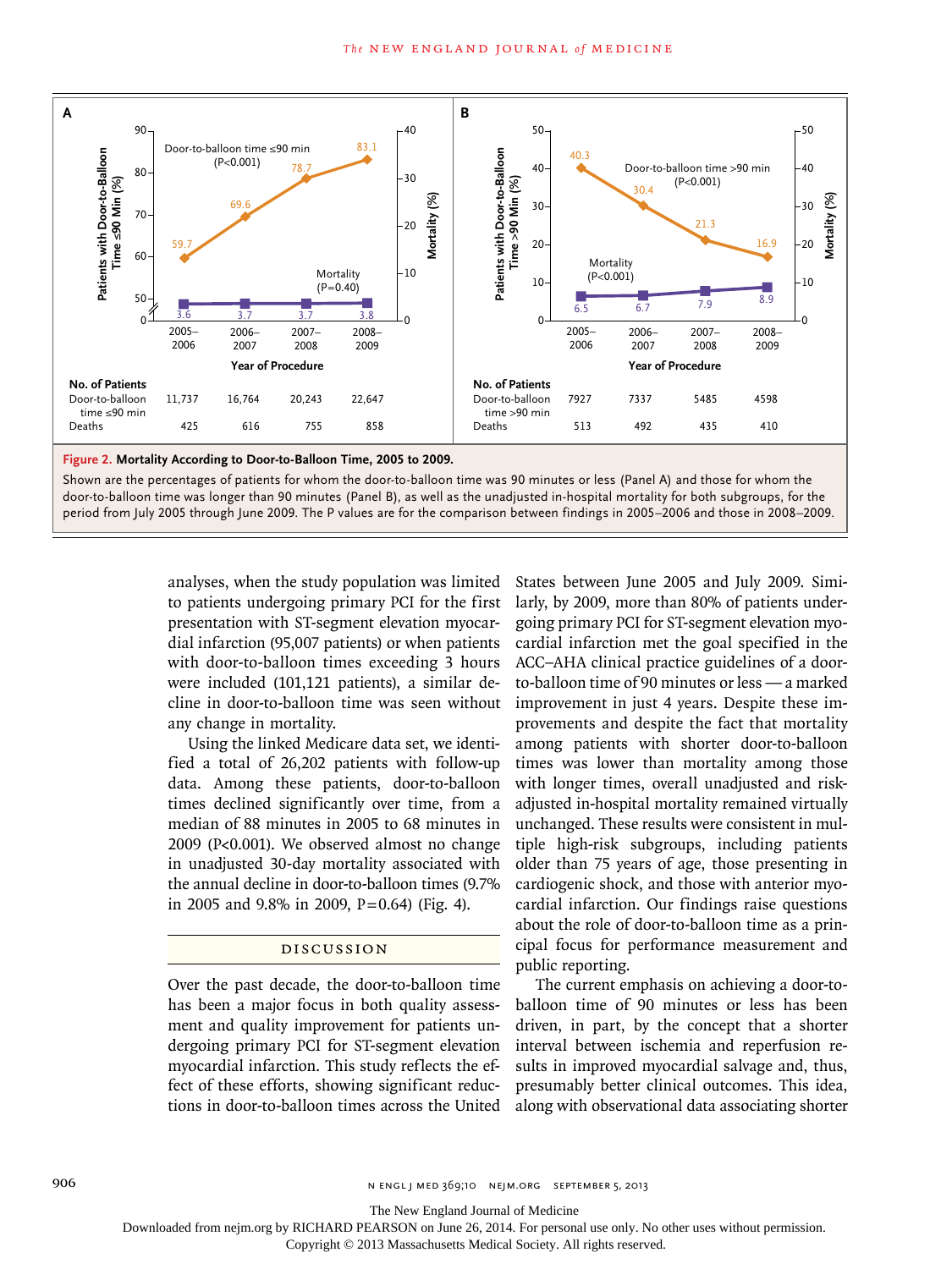| No. of Patients | 2005–2006 | 2006–2007 | 2007–2008 | 2008–2009 |
|---|---|---|---|---|
| Door-to-balloon time ≤90 min | 11,737 | 16,764 | 20,243 | 22,647 |
| Deaths | 425 | 616 | 755 | 858 |

| No. of Patients | 2005–2006 | 2006–2007 | 2007–2008 | 2008–2009 |
|---|---|---|---|---|
| Door-to-balloon time >90 min | 7927 | 7337 | 5485 | 4598 |
| Deaths | 513 | 492 | 435 | 410 |

**Figure 2. Mortality According to Door-to-Balloon Time, 2005 to 2009.**

Shown are the percentages of patients for whom the door-to-balloon time was 90 minutes or less (Panel A) and those for whom the door-to-balloon time was longer than 90 minutes (Panel B), as well as the unadjusted in-hospital mortality for both subgroups, for the period from July 2005 through June 2009. The P values are for the comparison between findings in 2005–2006 and those in 2008–2009.

analyses, when the study population was limited to patients undergoing primary PCI for the first presentation with ST-segment elevation myocardial infarction (95,007 patients) or when patients with door-to-balloon times exceeding 3 hours were included (101,121 patients), a similar decline in door-to-balloon time was seen without any change in mortality.

Using the linked Medicare data set, we identified a total of 26,202 patients with follow-up data. Among these patients, door-to-balloon times declined significantly over time, from a median of 88 minutes in 2005 to 68 minutes in 2009 ($P<0.001$). We observed almost no change in unadjusted 30-day mortality associated with the annual decline in door-to-balloon times (9.7% in 2005 and 9.8% in 2009, $P=0.64$) (Fig. 4).

## DISCUSSION

Over the past decade, the door-to-balloon time has been a major focus in both quality assessment and quality improvement for patients undergoing primary PCI for ST-segment elevation myocardial infarction. This study reflects the effect of these efforts, showing significant reductions in door-to-balloon times across the United States between June 2005 and July 2009. Similarly, by 2009, more than 80% of patients undergoing primary PCI for ST-segment elevation myocardial infarction met the goal specified in the ACC–AHA clinical practice guidelines of a door-to-balloon time of 90 minutes or less — a marked improvement in just 4 years. Despite these improvements and despite the fact that mortality among patients with shorter door-to-balloon times was lower than mortality among those with longer times, overall unadjusted and risk-adjusted in-hospital mortality remained virtually unchanged. These results were consistent in multiple high-risk subgroups, including patients older than 75 years of age, those presenting in cardiogenic shock, and those with anterior myocardial infarction. Our findings raise questions about the role of door-to-balloon time as a principal focus for performance measurement and public reporting.

The current emphasis on achieving a door-to-balloon time of 90 minutes or less has been driven, in part, by the concept that a shorter interval between ischemia and reperfusion results in improved myocardial salvage and, thus, presumably better clinical outcomes. This idea, along with observational data associating shorter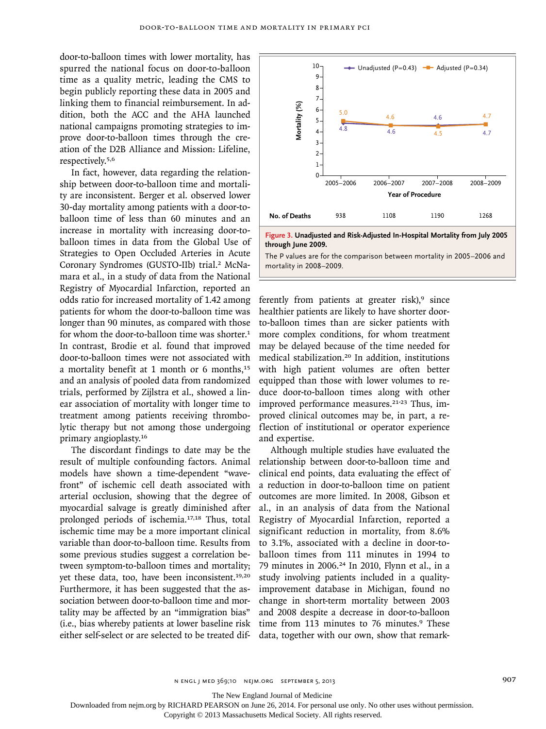door-to-balloon times with lower mortality, has spurred the national focus on door-to-balloon time as a quality metric, leading the CMS to begin publicly reporting these data in 2005 and linking them to financial reimbursement. In addition, both the ACC and the AHA launched national campaigns promoting strategies to improve door-to-balloon times through the creation of the D2B Alliance and Mission: Lifeline, respectively.[5,6]

In fact, however, data regarding the relationship between door-to-balloon time and mortality are inconsistent. Berger et al. observed lower 30-day mortality among patients with a door-to-balloon time of less than 60 minutes and an increase in mortality with increasing door-to-balloon times in data from the Global Use of Strategies to Open Occluded Arteries in Acute Coronary Syndromes (GUSTO-IIb) trial.[2] McNamara et al., in a study of data from the National Registry of Myocardial Infarction, reported an odds ratio for increased mortality of 1.42 among patients for whom the door-to-balloon time was longer than 90 minutes, as compared with those for whom the door-to-balloon time was shorter.[1] In contrast, Brodie et al. found that improved door-to-balloon times were not associated with a mortality benefit at 1 month or 6 months,[15] and an analysis of pooled data from randomized trials, performed by Zijlstra et al., showed a linear association of mortality with longer time to treatment among patients receiving thrombolytic therapy but not among those undergoing primary angioplasty.[16]

The discordant findings to date may be the result of multiple confounding factors. Animal models have shown a time-dependent "wavefront" of ischemic cell death associated with arterial occlusion, showing that the degree of myocardial salvage is greatly diminished after prolonged periods of ischemia.[17,18] Thus, total ischemic time may be a more important clinical variable than door-to-balloon time. Results from some previous studies suggest a correlation between symptom-to-balloon times and mortality; yet these data, too, have been inconsistent.[19,20] Furthermore, it has been suggested that the association between door-to-balloon time and mortality may be affected by an "immigration bias" (i.e., bias whereby patients at lower baseline risk either self-select or are selected to be treated differently from patients at greater risk),[9] since healthier patients are likely to have shorter door-to-balloon times than are sicker patients with more complex conditions, for whom treatment may be delayed because of the time needed for medical stabilization.[20] In addition, institutions with high patient volumes are often better equipped than those with lower volumes to reduce door-to-balloon times along with other improved performance measures.[21-23] Thus, improved clinical outcomes may be, in part, a reflection of institutional or operator experience and expertise.

Although multiple studies have evaluated the relationship between door-to-balloon time and clinical end points, data evaluating the effect of a reduction in door-to-balloon time on patient outcomes are more limited. In 2008, Gibson et al., in an analysis of data from the National Registry of Myocardial Infarction, reported a significant reduction in mortality, from 8.6% to 3.1%, associated with a decline in door-to-balloon times from 111 minutes in 1994 to 79 minutes in 2006.[24] In 2010, Flynn et al., in a study involving patients included in a quality-improvement database in Michigan, found no change in short-term mortality between 2003 and 2008 despite a decrease in door-to-balloon time from 113 minutes to 76 minutes.[9] These data, together with our own, show that remark-

| Year of Procedure | 2005–2006 | 2006–2007 | 2007–2008 | 2008–2009 |
|---|---|---|---|---|
| Unadjusted mortality (%) (P=0.43) | 4.8 | 4.6 | 4.6 | 4.7 |
| Adjusted mortality (%) (P=0.34) | 5.0 | 4.6 | 4.5 | 4.7 |
| No. of Deaths | 938 | 1108 | 1190 | 1268 |

**Figure 3. Unadjusted and Risk-Adjusted In-Hospital Mortality from July 2005 through June 2009.**

The P values are for the comparison between mortality in 2005–2006 and mortality in 2008–2009.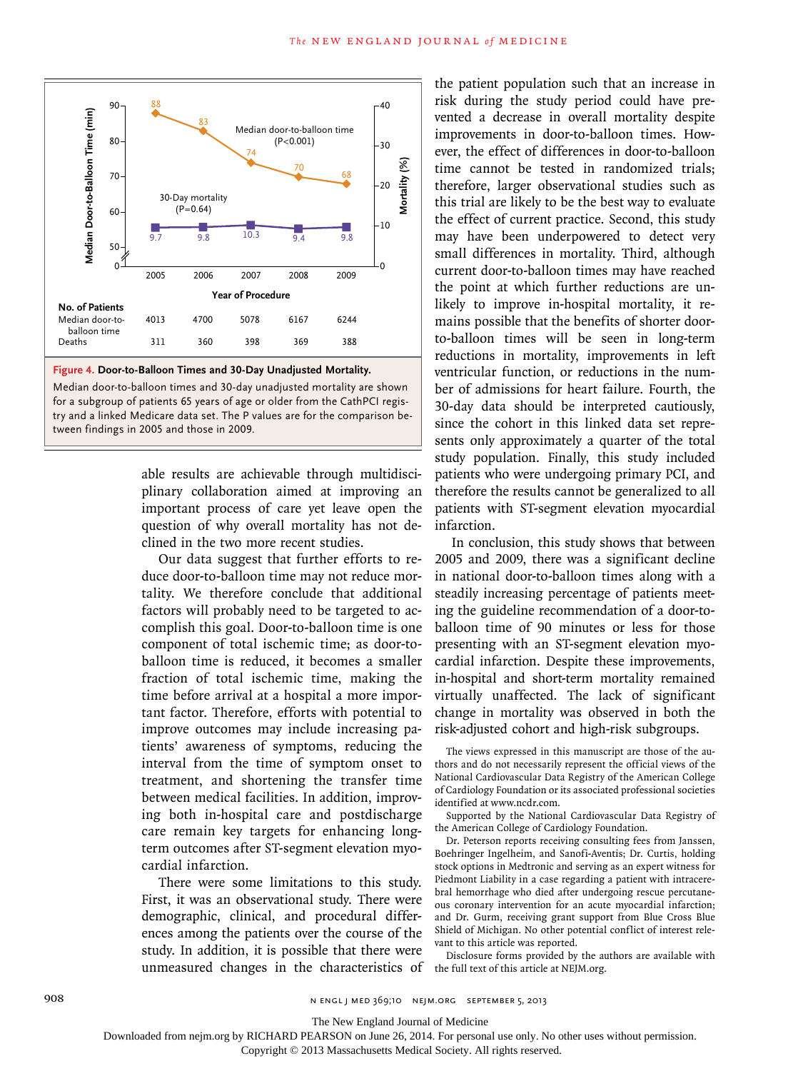| No. of Patients | 2005 | 2006 | 2007 | 2008 | 2009 |
|---|---|---|---|---|---|
| Median door-to-balloon time | 4013 | 4700 | 5078 | 6167 | 6244 |
| Deaths | 311 | 360 | 398 | 369 | 388 |

**Figure 4. Door-to-Balloon Times and 30-Day Unadjusted Mortality.**

Median door-to-balloon times and 30-day unadjusted mortality are shown for a subgroup of patients 65 years of age or older from the CathPCI registry and a linked Medicare data set. The P values are for the comparison between findings in 2005 and those in 2009.

able results are achievable through multidisciplinary collaboration aimed at improving an important process of care yet leave open the question of why overall mortality has not declined in the two more recent studies.

Our data suggest that further efforts to reduce door-to-balloon time may not reduce mortality. We therefore conclude that additional factors will probably need to be targeted to accomplish this goal. Door-to-balloon time is one component of total ischemic time; as door-to-balloon time is reduced, it becomes a smaller fraction of total ischemic time, making the time before arrival at a hospital a more important factor. Therefore, efforts with potential to improve outcomes may include increasing patients' awareness of symptoms, reducing the interval from the time of symptom onset to treatment, and shortening the transfer time between medical facilities. In addition, improving both in-hospital care and postdischarge care remain key targets for enhancing long-term outcomes after ST-segment elevation myocardial infarction.

There were some limitations to this study. First, it was an observational study. There were demographic, clinical, and procedural differences among the patients over the course of the study. In addition, it is possible that there were unmeasured changes in the characteristics of the patient population such that an increase in risk during the study period could have prevented a decrease in overall mortality despite improvements in door-to-balloon times. However, the effect of differences in door-to-balloon time cannot be tested in randomized trials; therefore, larger observational studies such as this trial are likely to be the best way to evaluate the effect of current practice. Second, this study may have been underpowered to detect very small differences in mortality. Third, although current door-to-balloon times may have reached the point at which further reductions are unlikely to improve in-hospital mortality, it remains possible that the benefits of shorter door-to-balloon times will be seen in long-term reductions in mortality, improvements in left ventricular function, or reductions in the number of admissions for heart failure. Fourth, the 30-day data should be interpreted cautiously, since the cohort in this linked data set represents only approximately a quarter of the total study population. Finally, this study included patients who were undergoing primary PCI, and therefore the results cannot be generalized to all patients with ST-segment elevation myocardial infarction.

In conclusion, this study shows that between 2005 and 2009, there was a significant decline in national door-to-balloon times along with a steadily increasing percentage of patients meeting the guideline recommendation of a door-to-balloon time of 90 minutes or less for those presenting with an ST-segment elevation myocardial infarction. Despite these improvements, in-hospital and short-term mortality remained virtually unaffected. The lack of significant change in mortality was observed in both the risk-adjusted cohort and high-risk subgroups.

The views expressed in this manuscript are those of the authors and do not necessarily represent the official views of the National Cardiovascular Data Registry of the American College of Cardiology Foundation or its associated professional societies identified at www.ncdr.com.

Supported by the National Cardiovascular Data Registry of the American College of Cardiology Foundation.

Dr. Peterson reports receiving consulting fees from Janssen, Boehringer Ingelheim, and Sanofi-Aventis; Dr. Curtis, holding stock options in Medtronic and serving as an expert witness for Piedmont Liability in a case regarding a patient with intracerebral hemorrhage who died after undergoing rescue percutaneous coronary intervention for an acute myocardial infarction; and Dr. Gurm, receiving grant support from Blue Cross Blue Shield of Michigan. No other potential conflict of interest relevant to this article was reported.

Disclosure forms provided by the authors are available with the full text of this article at NEJM.org.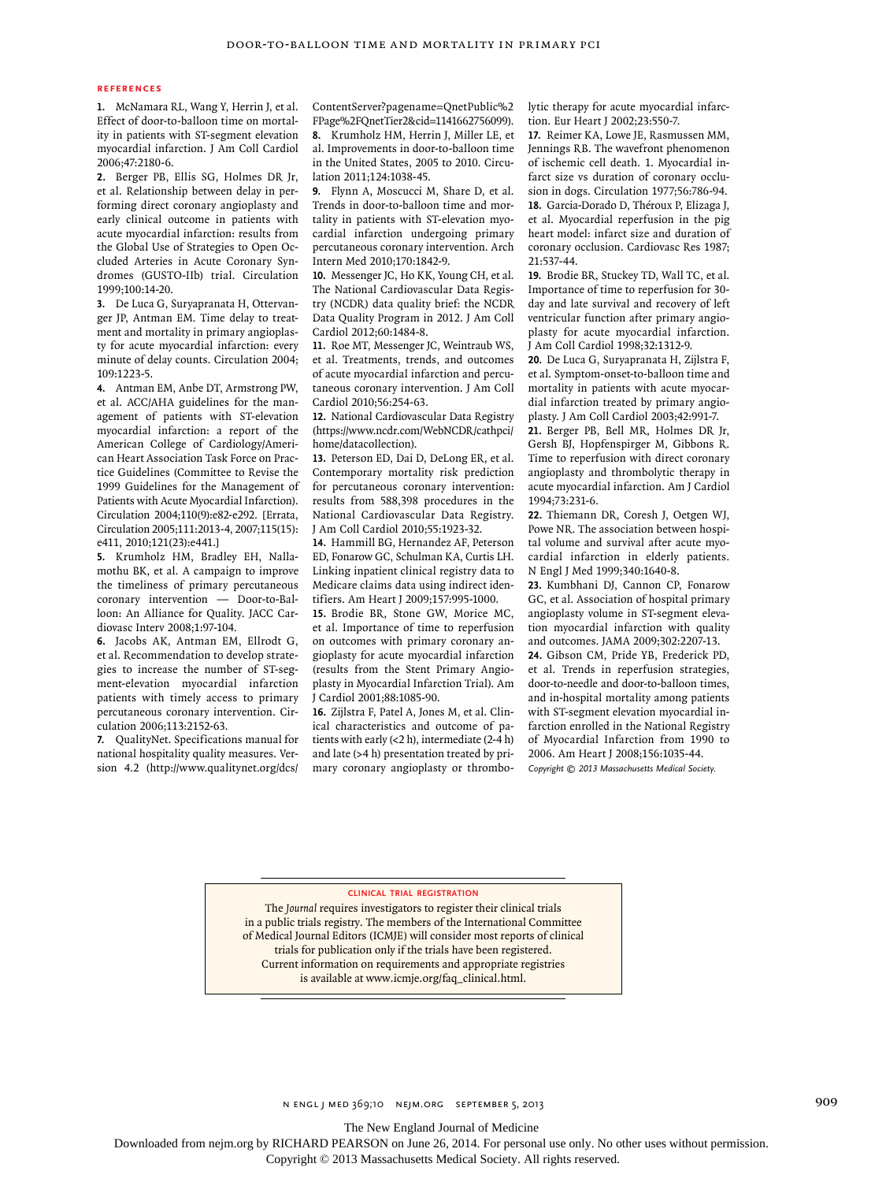## REFERENCES

1. McNamara RL, Wang Y, Herrin J, et al. Effect of door-to-balloon time on mortality in patients with ST-segment elevation myocardial infarction. J Am Coll Cardiol 2006;47:2180-6.

2. Berger PB, Ellis SG, Holmes DR Jr, et al. Relationship between delay in performing direct coronary angioplasty and early clinical outcome in patients with acute myocardial infarction: results from the Global Use of Strategies to Open Occluded Arteries in Acute Coronary Syndromes (GUSTO-IIb) trial. Circulation 1999;100:14-20.

3. De Luca G, Suryapranata H, Ottervanger JP, Antman EM. Time delay to treatment and mortality in primary angioplasty for acute myocardial infarction: every minute of delay counts. Circulation 2004; 109:1223-5.

4. Antman EM, Anbe DT, Armstrong PW, et al. ACC/AHA guidelines for the management of patients with ST-elevation myocardial infarction: a report of the American College of Cardiology/American Heart Association Task Force on Practice Guidelines (Committee to Revise the 1999 Guidelines for the Management of Patients with Acute Myocardial Infarction). Circulation 2004;110(9):e82-e292. [Errata, Circulation 2005;111:2013-4, 2007;115(15): e411, 2010;121(23):e441.]

5. Krumholz HM, Bradley EH, Nallamothu BK, et al. A campaign to improve the timeliness of primary percutaneous coronary intervention — Door-to-Balloon: An Alliance for Quality. JACC Cardiovasc Interv 2008;1:97-104.

6. Jacobs AK, Antman EM, Ellrodt G, et al. Recommendation to develop strategies to increase the number of ST-segment-elevation myocardial infarction patients with timely access to primary percutaneous coronary intervention. Circulation 2006;113:2152-63.

7. QualityNet. Specifications manual for national hospitality quality measures. Version 4.2 (http://www.qualitynet.org/dcs/ContentServer?pagename=QnetPublic%2FPage%2FQnetTier2&cid=1141662756099).

8. Krumholz HM, Herrin J, Miller LE, et al. Improvements in door-to-balloon time in the United States, 2005 to 2010. Circulation 2011;124:1038-45.

9. Flynn A, Moscucci M, Share D, et al. Trends in door-to-balloon time and mortality in patients with ST-elevation myocardial infarction undergoing primary percutaneous coronary intervention. Arch Intern Med 2010;170:1842-9.

10. Messenger JC, Ho KK, Young CH, et al. The National Cardiovascular Data Registry (NCDR) data quality brief: the NCDR Data Quality Program in 2012. J Am Coll Cardiol 2012;60:1484-8.

11. Roe MT, Messenger JC, Weintraub WS, et al. Treatments, trends, and outcomes of acute myocardial infarction and percutaneous coronary intervention. J Am Coll Cardiol 2010;56:254-63.

12. National Cardiovascular Data Registry (https://www.ncdr.com/WebNCDR/cathpci/home/datacollection).

13. Peterson ED, Dai D, DeLong ER, et al. Contemporary mortality risk prediction for percutaneous coronary intervention: results from 588,398 procedures in the National Cardiovascular Data Registry. J Am Coll Cardiol 2010;55:1923-32.

14. Hammill BG, Hernandez AF, Peterson ED, Fonarow GC, Schulman KA, Curtis LH. Linking inpatient clinical registry data to Medicare claims data using indirect identifiers. Am Heart J 2009;157:995-1000.

15. Brodie BR, Stone GW, Morice MC, et al. Importance of time to reperfusion on outcomes with primary coronary angioplasty for acute myocardial infarction (results from the Stent Primary Angioplasty in Myocardial Infarction Trial). Am J Cardiol 2001;88:1085-90.

16. Zijlstra F, Patel A, Jones M, et al. Clinical characteristics and outcome of patients with early (<2 h), intermediate (2-4 h) and late (>4 h) presentation treated by primary coronary angioplasty or thrombolytic therapy for acute myocardial infarction. Eur Heart J 2002;23:550-7.

17. Reimer KA, Lowe JE, Rasmussen MM, Jennings RB. The wavefront phenomenon of ischemic cell death. 1. Myocardial infarct size vs duration of coronary occlusion in dogs. Circulation 1977;56:786-94.

18. Garcia-Dorado D, Théroux P, Elizaga J, et al. Myocardial reperfusion in the pig heart model: infarct size and duration of coronary occlusion. Cardiovasc Res 1987; 21:537-44.

19. Brodie BR, Stuckey TD, Wall TC, et al. Importance of time to reperfusion for 30-day and late survival and recovery of left ventricular function after primary angioplasty for acute myocardial infarction. J Am Coll Cardiol 1998;32:1312-9.

20. De Luca G, Suryapranata H, Zijlstra F, et al. Symptom-onset-to-balloon time and mortality in patients with acute myocardial infarction treated by primary angioplasty. J Am Coll Cardiol 2003;42:991-7.

21. Berger PB, Bell MR, Holmes DR Jr, Gersh BJ, Hopfenspirger M, Gibbons R. Time to reperfusion with direct coronary angioplasty and thrombolytic therapy in acute myocardial infarction. Am J Cardiol 1994;73:231-6.

22. Thiemann DR, Coresh J, Oetgen WJ, Powe NR. The association between hospital volume and survival after acute myocardial infarction in elderly patients. N Engl J Med 1999;340:1640-8.

23. Kumbhani DJ, Cannon CP, Fonarow GC, et al. Association of hospital primary angioplasty volume in ST-segment elevation myocardial infarction with quality and outcomes. JAMA 2009;302:2207-13.

24. Gibson CM, Pride YB, Frederick PD, et al. Trends in reperfusion strategies, door-to-needle and door-to-balloon times, and in-hospital mortality among patients with ST-segment elevation myocardial infarction enrolled in the National Registry of Myocardial Infarction from 1990 to 2006. Am Heart J 2008;156:1035-44.

*Copyright © 2013 Massachusetts Medical Society.*

### CLINICAL TRIAL REGISTRATION

The *Journal* requires investigators to register their clinical trials in a public trials registry. The members of the International Committee of Medical Journal Editors (ICMJE) will consider most reports of clinical trials for publication only if the trials have been registered. Current information on requirements and appropriate registries is available at www.icmje.org/faq_clinical.html.